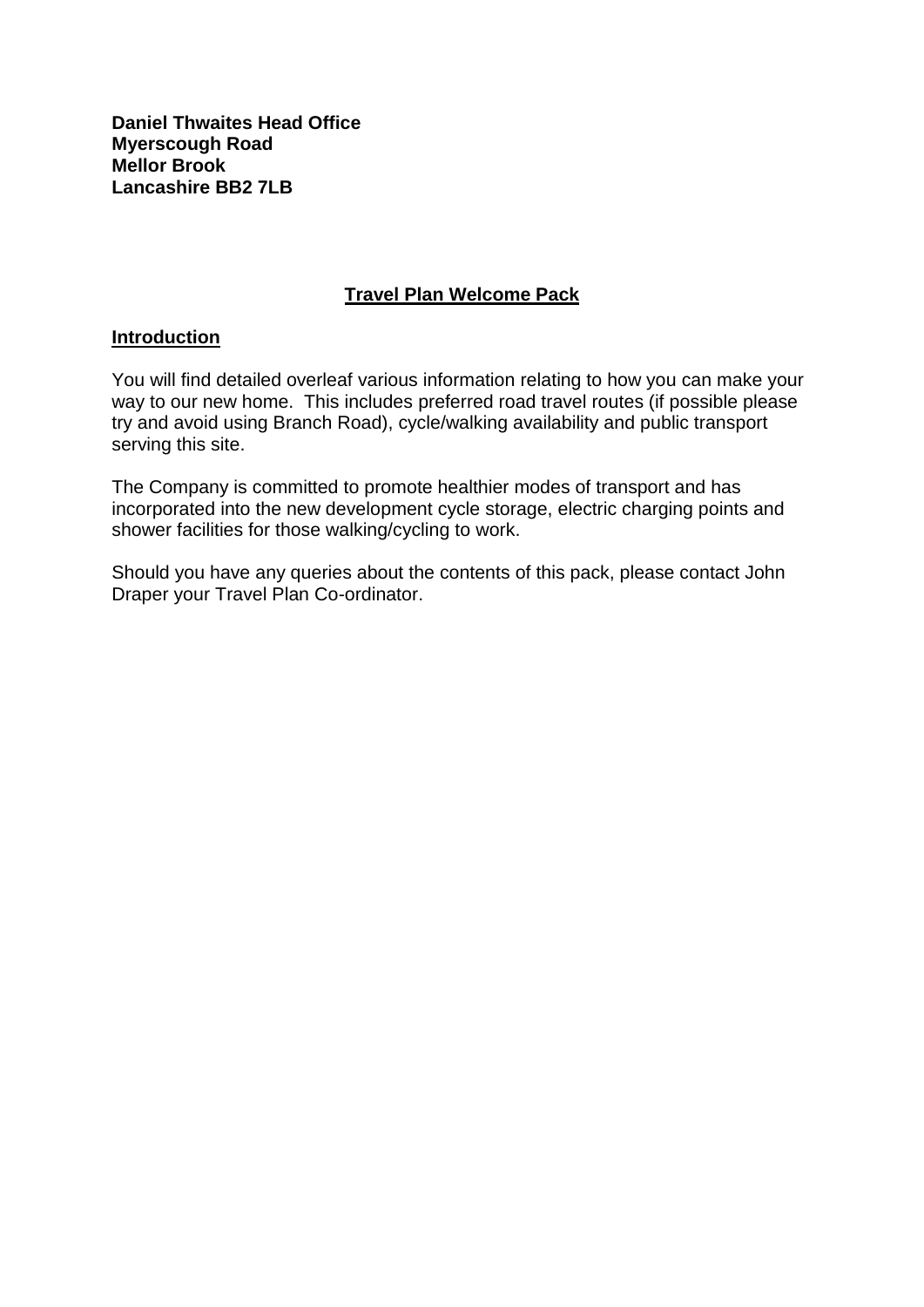**Daniel Thwaites Head Office**
**Myerscough Road**
**Mellor Brook**
**Lancashire BB2 7LB**

# Travel Plan Welcome Pack

## Introduction

You will find detailed overleaf various information relating to how you can make your way to our new home. This includes preferred road travel routes (if possible please try and avoid using Branch Road), cycle/walking availability and public transport serving this site.

The Company is committed to promote healthier modes of transport and has incorporated into the new development cycle storage, electric charging points and shower facilities for those walking/cycling to work.

Should you have any queries about the contents of this pack, please contact John Draper your Travel Plan Co-ordinator.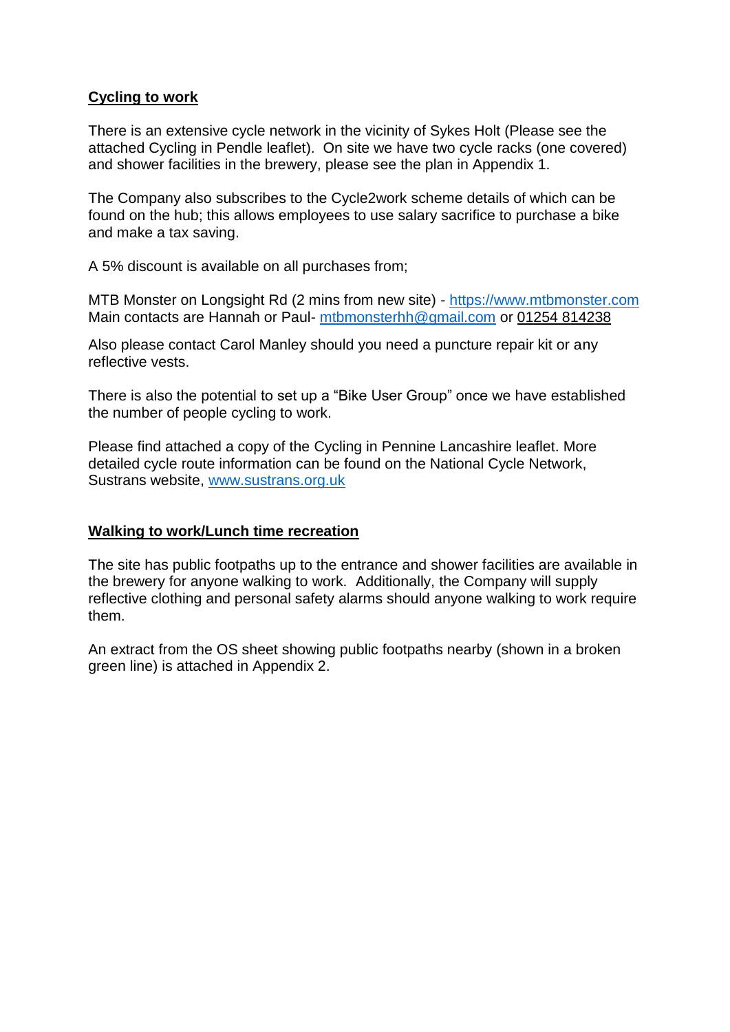## **Cycling to work**

There is an extensive cycle network in the vicinity of Sykes Holt (Please see the attached Cycling in Pendle leaflet). On site we have two cycle racks (one covered) and shower facilities in the brewery, please see the plan in Appendix 1.

The Company also subscribes to the Cycle2work scheme details of which can be found on the hub; this allows employees to use salary sacrifice to purchase a bike and make a tax saving.

A 5% discount is available on all purchases from;

MTB Monster on Longsight Rd (2 mins from new site) - https://www.mtbmonster.com
Main contacts are Hannah or Paul- mtbmonsterhh@gmail.com or 01254 814238

Also please contact Carol Manley should you need a puncture repair kit or any reflective vests.

There is also the potential to set up a "Bike User Group" once we have established the number of people cycling to work.

Please find attached a copy of the Cycling in Pennine Lancashire leaflet. More detailed cycle route information can be found on the National Cycle Network, Sustrans website, www.sustrans.org.uk

## **Walking to work/Lunch time recreation**

The site has public footpaths up to the entrance and shower facilities are available in the brewery for anyone walking to work. Additionally, the Company will supply reflective clothing and personal safety alarms should anyone walking to work require them.

An extract from the OS sheet showing public footpaths nearby (shown in a broken green line) is attached in Appendix 2.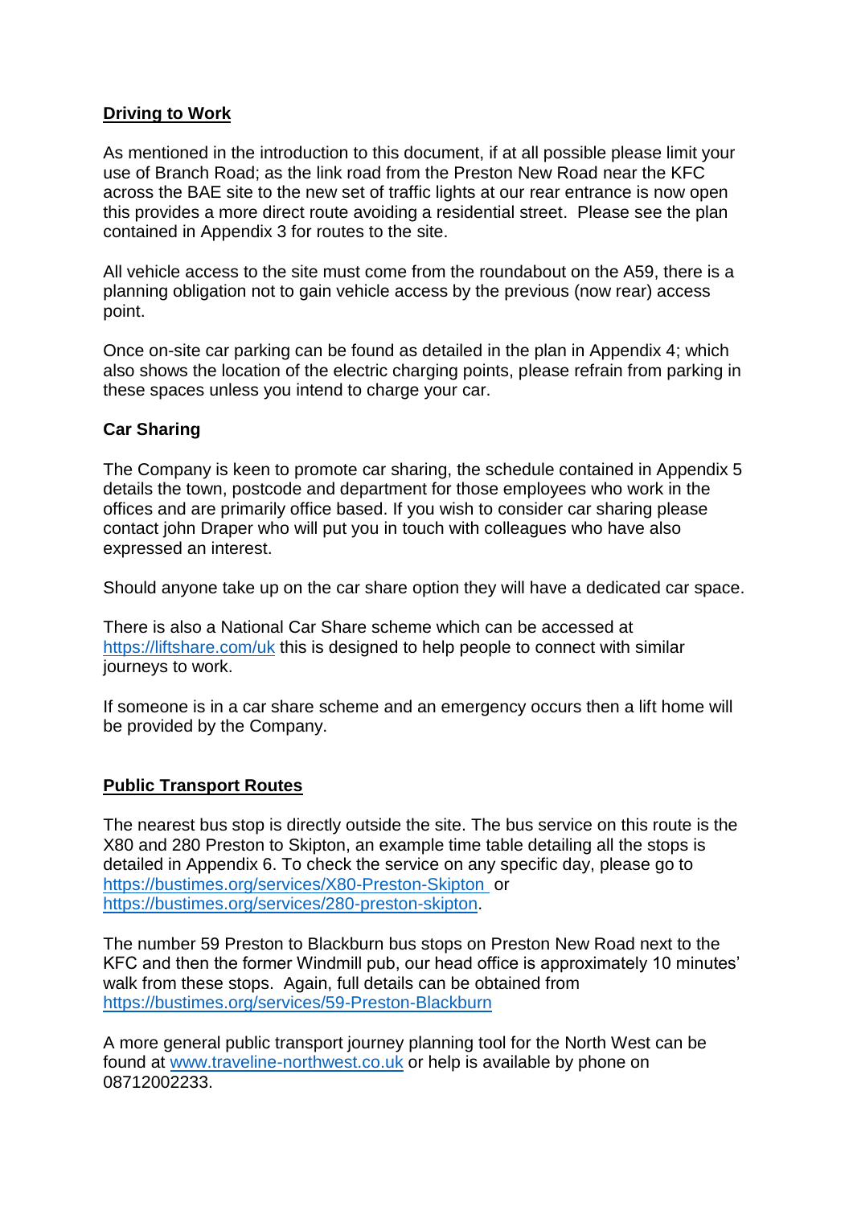## Driving to Work

As mentioned in the introduction to this document, if at all possible please limit your use of Branch Road; as the link road from the Preston New Road near the KFC across the BAE site to the new set of traffic lights at our rear entrance is now open this provides a more direct route avoiding a residential street. Please see the plan contained in Appendix 3 for routes to the site.

All vehicle access to the site must come from the roundabout on the A59, there is a planning obligation not to gain vehicle access by the previous (now rear) access point.

Once on-site car parking can be found as detailed in the plan in Appendix 4; which also shows the location of the electric charging points, please refrain from parking in these spaces unless you intend to charge your car.

### Car Sharing

The Company is keen to promote car sharing, the schedule contained in Appendix 5 details the town, postcode and department for those employees who work in the offices and are primarily office based. If you wish to consider car sharing please contact john Draper who will put you in touch with colleagues who have also expressed an interest.

Should anyone take up on the car share option they will have a dedicated car space.

There is also a National Car Share scheme which can be accessed at https://liftshare.com/uk this is designed to help people to connect with similar journeys to work.

If someone is in a car share scheme and an emergency occurs then a lift home will be provided by the Company.

## Public Transport Routes

The nearest bus stop is directly outside the site. The bus service on this route is the X80 and 280 Preston to Skipton, an example time table detailing all the stops is detailed in Appendix 6. To check the service on any specific day, please go to https://bustimes.org/services/X80-Preston-Skipton or https://bustimes.org/services/280-preston-skipton.

The number 59 Preston to Blackburn bus stops on Preston New Road next to the KFC and then the former Windmill pub, our head office is approximately 10 minutes' walk from these stops. Again, full details can be obtained from https://bustimes.org/services/59-Preston-Blackburn

A more general public transport journey planning tool for the North West can be found at www.traveline-northwest.co.uk or help is available by phone on 08712002233.